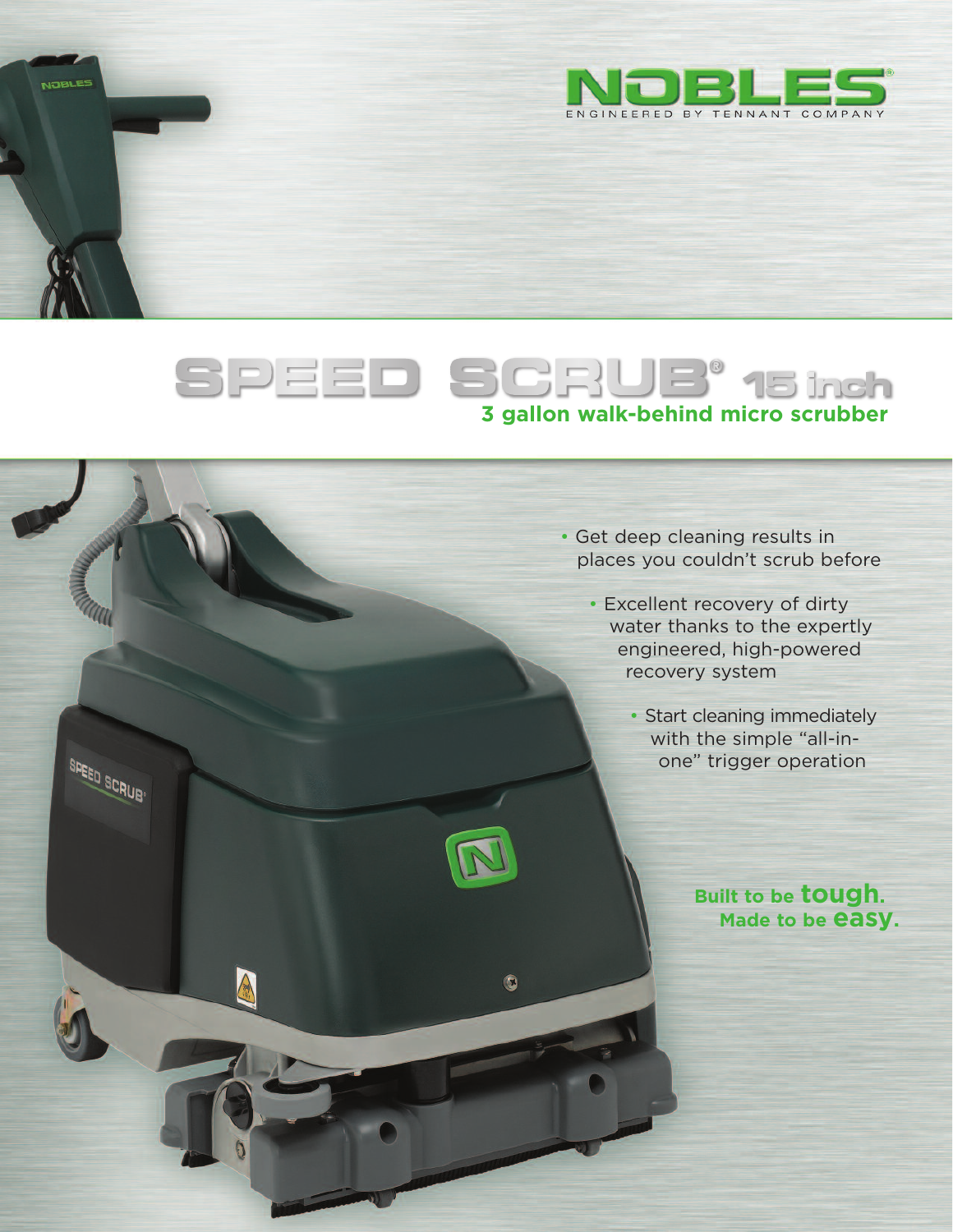NOBLES®
ENGINEERED BY TENNANT COMPANY

# SPEED SCRUB® 15 inch

## 3 gallon walk-behind micro scrubber

- Get deep cleaning results in places you couldn't scrub before
- Excellent recovery of dirty water thanks to the expertly engineered, high-powered recovery system
- Start cleaning immediately with the simple "all-in-one" trigger operation

**Built to be tough.**
**Made to be easy.**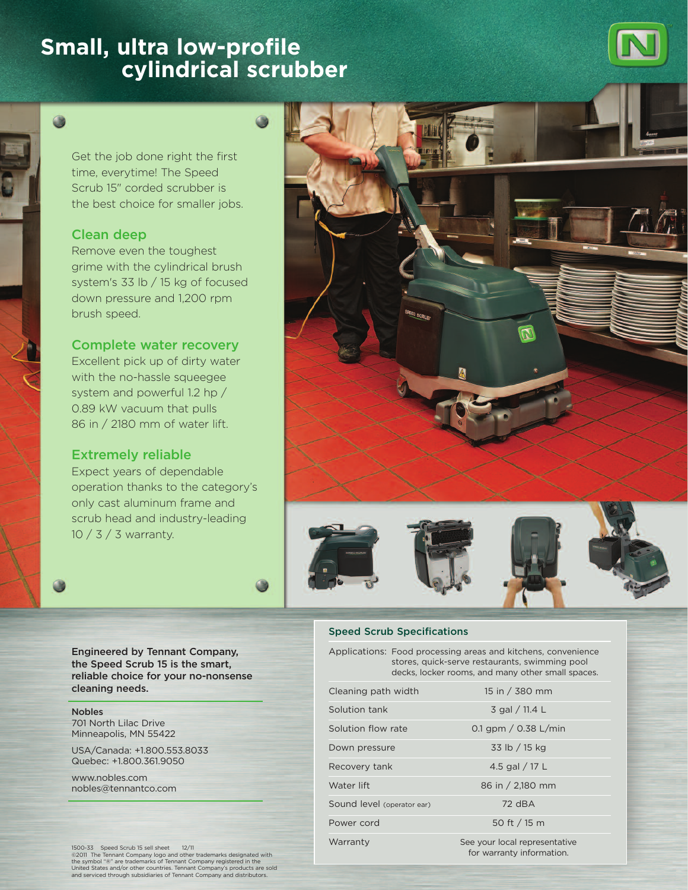# Small, ultra low-profile cylindrical scrubber

Get the job done right the first time, everytime! The Speed Scrub 15" corded scrubber is the best choice for smaller jobs.

## Clean deep

Remove even the toughest grime with the cylindrical brush system's 33 lb / 15 kg of focused down pressure and 1,200 rpm brush speed.

## Complete water recovery

Excellent pick up of dirty water with the no-hassle squeegee system and powerful 1.2 hp / 0.89 kW vacuum that pulls 86 in / 2180 mm of water lift.

## Extremely reliable

Expect years of dependable operation thanks to the category's only cast aluminum frame and scrub head and industry-leading 10 / 3 / 3 warranty.

**Engineered by Tennant Company, the Speed Scrub 15 is the smart, reliable choice for your no-nonsense cleaning needs.**

**Nobles**
701 North Lilac Drive
Minneapolis, MN 55422

USA/Canada: +1.800.553.8033
Quebec: +1.800.361.9050

www.nobles.com
nobles@tennantco.com

### Speed Scrub Specifications

| | |
|---|---|
| Applications: | Food processing areas and kitchens, convenience stores, quick-serve restaurants, swimming pool decks, locker rooms, and many other small spaces. |
| Cleaning path width | 15 in / 380 mm |
| Solution tank | 3 gal / 11.4 L |
| Solution flow rate | 0.1 gpm / 0.38 L/min |
| Down pressure | 33 lb / 15 kg |
| Recovery tank | 4.5 gal / 17 L |
| Water lift | 86 in / 2,180 mm |
| Sound level (operator ear) | 72 dBA |
| Power cord | 50 ft / 15 m |
| Warranty | See your local representative for warranty information. |

1500-33 Speed Scrub 15 sell sheet 12/11
©2011 The Tennant Company logo and other trademarks designated with the symbol "®" are trademarks of Tennant Company registered in the United States and/or other countries. Tennant Company's products are sold and serviced through subsidiaries of Tennant Company and distributors.